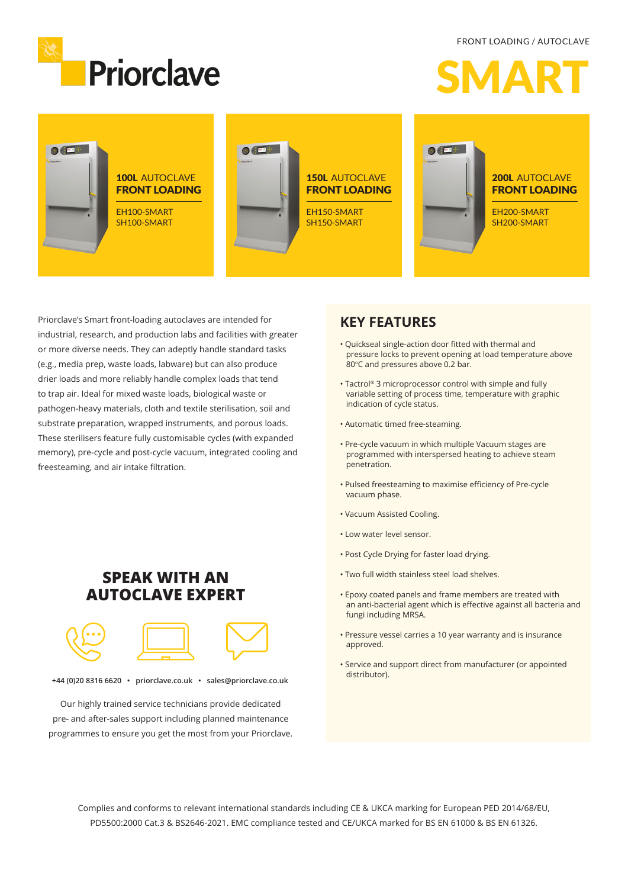Priorclave

FRONT LOADING / AUTOCLAVE

# SMART

**100L** AUTOCLAVE
**FRONT LOADING**

EH100-SMART
SH100-SMART

**150L** AUTOCLAVE
**FRONT LOADING**

EH150-SMART
SH150-SMART

**200L** AUTOCLAVE
**FRONT LOADING**

EH200-SMART
SH200-SMART

Priorclave's Smart front-loading autoclaves are intended for industrial, research, and production labs and facilities with greater or more diverse needs. They can adeptly handle standard tasks (e.g., media prep, waste loads, labware) but can also produce drier loads and more reliably handle complex loads that tend to trap air. Ideal for mixed waste loads, biological waste or pathogen-heavy materials, cloth and textile sterilisation, soil and substrate preparation, wrapped instruments, and porous loads. These sterilisers feature fully customisable cycles (with expanded memory), pre-cycle and post-cycle vacuum, integrated cooling and freesteaming, and air intake filtration.

## KEY FEATURES

- Quickseal single-action door fitted with thermal and pressure locks to prevent opening at load temperature above 80°C and pressures above 0.2 bar.
- Tactrol® 3 microprocessor control with simple and fully variable setting of process time, temperature with graphic indication of cycle status.
- Automatic timed free-steaming.
- Pre-cycle vacuum in which multiple Vacuum stages are programmed with interspersed heating to achieve steam penetration.
- Pulsed freesteaming to maximise efficiency of Pre-cycle vacuum phase.
- Vacuum Assisted Cooling.
- Low water level sensor.
- Post Cycle Drying for faster load drying.
- Two full width stainless steel load shelves.
- Epoxy coated panels and frame members are treated with an anti-bacterial agent which is effective against all bacteria and fungi including MRSA.
- Pressure vessel carries a 10 year warranty and is insurance approved.
- Service and support direct from manufacturer (or appointed distributor).

## SPEAK WITH AN AUTOCLAVE EXPERT

**+44 (0)20 8316 6620 • priorclave.co.uk • sales@priorclave.co.uk**

Our highly trained service technicians provide dedicated pre- and after-sales support including planned maintenance programmes to ensure you get the most from your Priorclave.

Complies and conforms to relevant international standards including CE & UKCA marking for European PED 2014/68/EU, PD5500:2000 Cat.3 & BS2646-2021. EMC compliance tested and CE/UKCA marked for BS EN 61000 & BS EN 61326.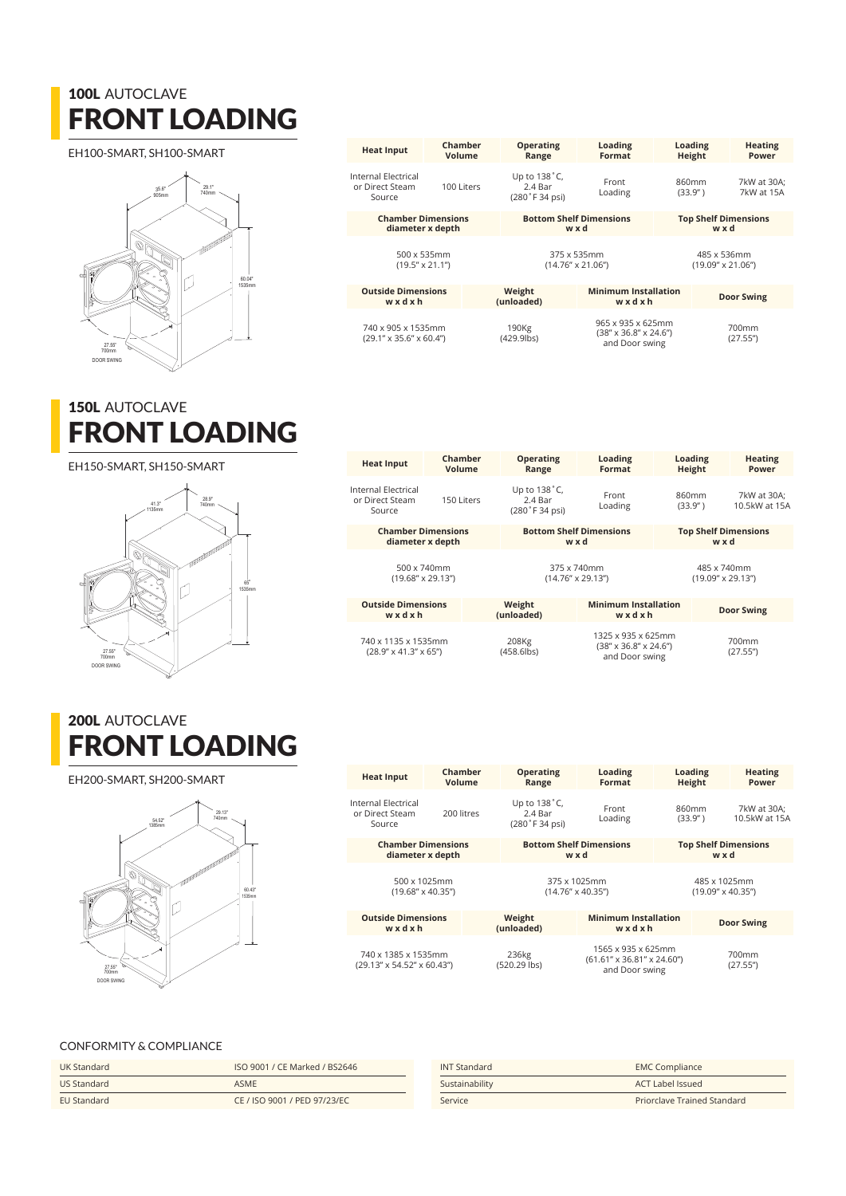## 100L AUTOCLAVE
# FRONT LOADING

EH100-SMART, SH100-SMART

35.6"
905mm

29.1"
740mm

60.04"
1535mm

27.55"
700mm
DOOR SWING

| Heat Input | Chamber Volume | Operating Range | Loading Format | Loading Height | Heating Power |
|---|---|---|---|---|---|
| Internal Electrical or Direct Steam Source | 100 Liters | Up to 138˚C, 2.4 Bar (280˚F 34 psi) | Front Loading | 860mm (33.9") | 7kW at 30A; 7kW at 15A |

| Chamber Dimensions diameter x depth | Bottom Shelf Dimensions w x d | Top Shelf Dimensions w x d |
|---|---|---|
| 500 x 535mm (19.5" x 21.1") | 375 x 535mm (14.76" x 21.06") | 485 x 536mm (19.09" x 21.06") |

| Outside Dimensions w x d x h | Weight (unloaded) | Minimum Installation w x d x h | Door Swing |
|---|---|---|---|
| 740 x 905 x 1535mm (29.1" x 35.6" x 60.4") | 190Kg (429.9lbs) | 965 x 935 x 625mm (38" x 36.8" x 24.6") and Door swing | 700mm (27.55") |

## 150L AUTOCLAVE
# FRONT LOADING

EH150-SMART, SH150-SMART

41.3"
1135mm

28.9"
740mm

65"
1535mm

27.55"
700mm
DOOR SWING

| Heat Input | Chamber Volume | Operating Range | Loading Format | Loading Height | Heating Power |
|---|---|---|---|---|---|
| Internal Electrical or Direct Steam Source | 150 Liters | Up to 138˚C, 2.4 Bar (280˚F 34 psi) | Front Loading | 860mm (33.9") | 7kW at 30A; 10.5kW at 15A |

| Chamber Dimensions diameter x depth | Bottom Shelf Dimensions w x d | Top Shelf Dimensions w x d |
|---|---|---|
| 500 x 740mm (19.68" x 29.13") | 375 x 740mm (14.76" x 29.13") | 485 x 740mm (19.09" x 29.13") |

| Outside Dimensions w x d x h | Weight (unloaded) | Minimum Installation w x d x h | Door Swing |
|---|---|---|---|
| 740 x 1135 x 1535mm (28.9" x 41.3" x 65") | 208Kg (458.6lbs) | 1325 x 935 x 625mm (38" x 36.8" x 24.6") and Door swing | 700mm (27.55") |

## 200L AUTOCLAVE
# FRONT LOADING

EH200-SMART, SH200-SMART

54.52"
1385mm

29.13"
740mm

60.43"
1535mm

27.55"
700mm
DOOR SWING

| Heat Input | Chamber Volume | Operating Range | Loading Format | Loading Height | Heating Power |
|---|---|---|---|---|---|
| Internal Electrical or Direct Steam Source | 200 litres | Up to 138˚C, 2.4 Bar (280˚F 34 psi) | Front Loading | 860mm (33.9") | 7kW at 30A; 10.5kW at 15A |

| Chamber Dimensions diameter x depth | Bottom Shelf Dimensions w x d | Top Shelf Dimensions w x d |
|---|---|---|
| 500 x 1025mm (19.68" x 40.35") | 375 x 1025mm (14.76" x 40.35") | 485 x 1025mm (19.09" x 40.35") |

| Outside Dimensions w x d x h | Weight (unloaded) | Minimum Installation w x d x h | Door Swing |
|---|---|---|---|
| 740 x 1385 x 1535mm (29.13" x 54.52" x 60.43") | 236kg (520.29 lbs) | 1565 x 935 x 625mm (61.61" x 36.81" x 24.60") and Door swing | 700mm (27.55") |

CONFORMITY & COMPLIANCE

| | | | |
|---|---|---|---|
| UK Standard | ISO 9001 / CE Marked / BS2646 | INT Standard | EMC Compliance |
| US Standard | ASME | Sustainability | ACT Label Issued |
| EU Standard | CE / ISO 9001 / PED 97/23/EC | Service | Priorclave Trained Standard |